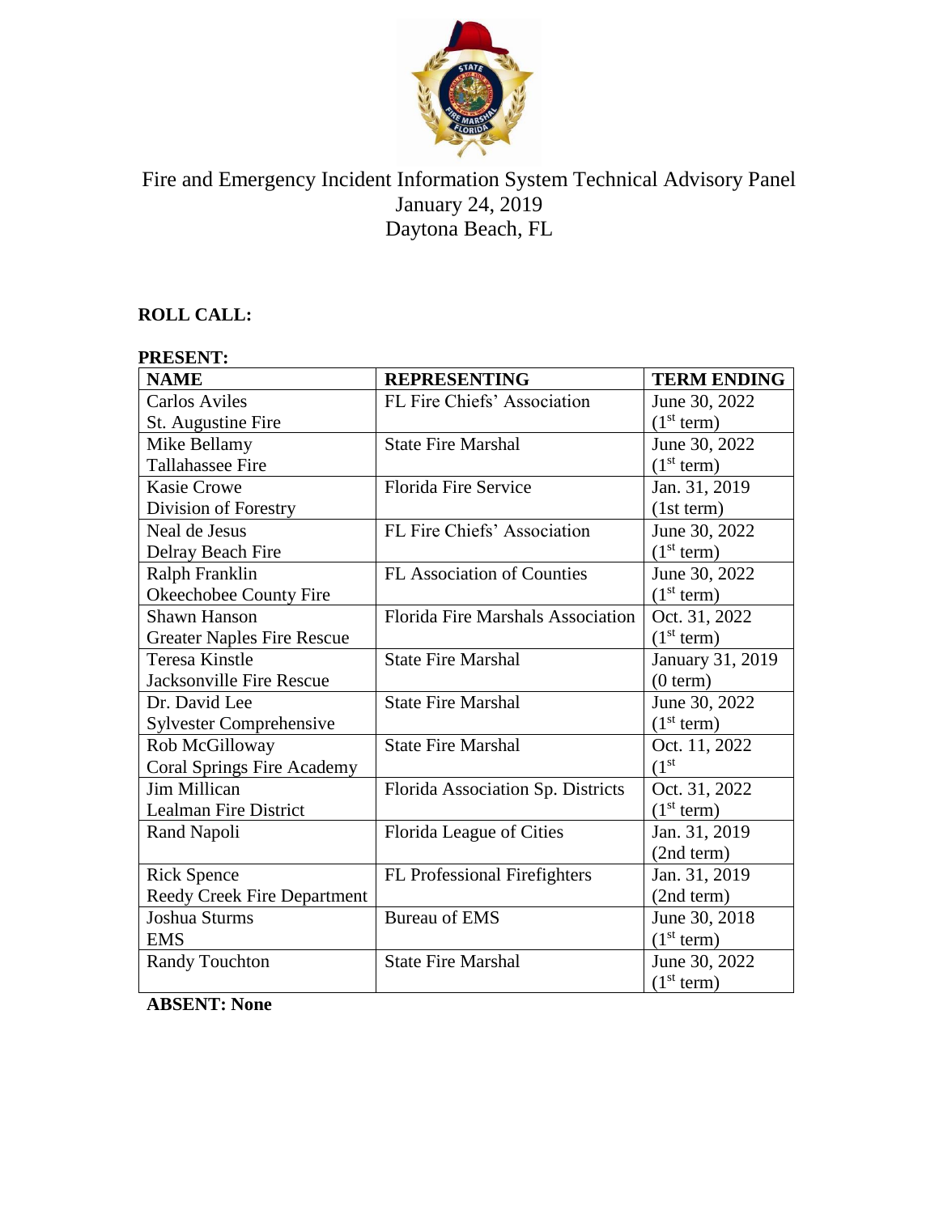# Fire and Emergency Incident Information System Technical Advisory Panel

January 24, 2019

Daytona Beach, FL

**ROLL CALL:**

**PRESENT:**

| NAME | REPRESENTING | TERM ENDING |
|---|---|---|
| Carlos Aviles<br>St. Augustine Fire | FL Fire Chiefs' Association | June 30, 2022<br>(1st term) |
| Mike Bellamy<br>Tallahassee Fire | State Fire Marshal | June 30, 2022<br>(1st term) |
| Kasie Crowe<br>Division of Forestry | Florida Fire Service | Jan. 31, 2019<br>(1st term) |
| Neal de Jesus<br>Delray Beach Fire | FL Fire Chiefs' Association | June 30, 2022<br>(1st term) |
| Ralph Franklin<br>Okeechobee County Fire | FL Association of Counties | June 30, 2022<br>(1st term) |
| Shawn Hanson<br>Greater Naples Fire Rescue | Florida Fire Marshals Association | Oct. 31, 2022<br>(1st term) |
| Teresa Kinstle<br>Jacksonville Fire Rescue | State Fire Marshal | January 31, 2019<br>(0 term) |
| Dr. David Lee<br>Sylvester Comprehensive | State Fire Marshal | June 30, 2022<br>(1st term) |
| Rob McGilloway<br>Coral Springs Fire Academy | State Fire Marshal | Oct. 11, 2022<br>(1st |
| Jim Millican<br>Lealman Fire District | Florida Association Sp. Districts | Oct. 31, 2022<br>(1st term) |
| Rand Napoli | Florida League of Cities | Jan. 31, 2019<br>(2nd term) |
| Rick Spence<br>Reedy Creek Fire Department | FL Professional Firefighters | Jan. 31, 2019<br>(2nd term) |
| Joshua Sturms<br>EMS | Bureau of EMS | June 30, 2018<br>(1st term) |
| Randy Touchton | State Fire Marshal | June 30, 2022<br>(1st term) |

**ABSENT: None**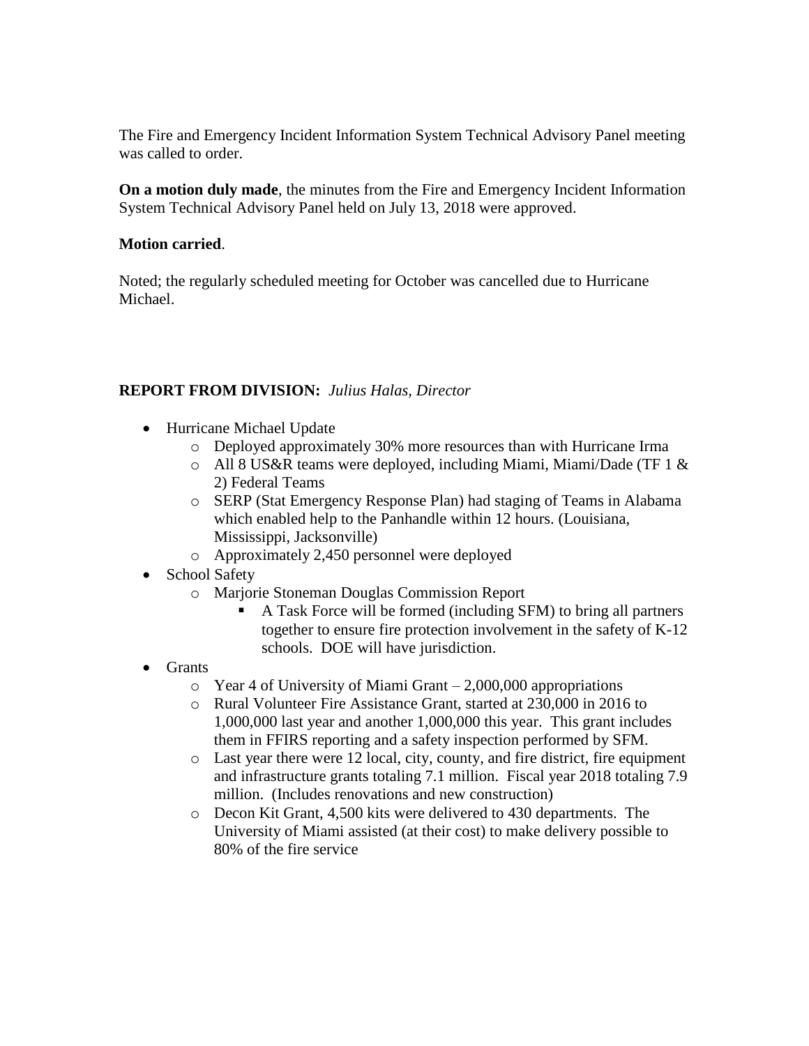The Fire and Emergency Incident Information System Technical Advisory Panel meeting was called to order.

**On a motion duly made**, the minutes from the Fire and Emergency Incident Information System Technical Advisory Panel held on July 13, 2018 were approved.

**Motion carried**.

Noted; the regularly scheduled meeting for October was cancelled due to Hurricane Michael.

**REPORT FROM DIVISION:** *Julius Halas, Director*

- Hurricane Michael Update
  - Deployed approximately 30% more resources than with Hurricane Irma
  - All 8 US&R teams were deployed, including Miami, Miami/Dade (TF 1 & 2) Federal Teams
  - SERP (Stat Emergency Response Plan) had staging of Teams in Alabama which enabled help to the Panhandle within 12 hours. (Louisiana, Mississippi, Jacksonville)
  - Approximately 2,450 personnel were deployed
- School Safety
  - Marjorie Stoneman Douglas Commission Report
    - A Task Force will be formed (including SFM) to bring all partners together to ensure fire protection involvement in the safety of K-12 schools. DOE will have jurisdiction.
- Grants
  - Year 4 of University of Miami Grant – 2,000,000 appropriations
  - Rural Volunteer Fire Assistance Grant, started at 230,000 in 2016 to 1,000,000 last year and another 1,000,000 this year. This grant includes them in FFIRS reporting and a safety inspection performed by SFM.
  - Last year there were 12 local, city, county, and fire district, fire equipment and infrastructure grants totaling 7.1 million. Fiscal year 2018 totaling 7.9 million. (Includes renovations and new construction)
  - Decon Kit Grant, 4,500 kits were delivered to 430 departments. The University of Miami assisted (at their cost) to make delivery possible to 80% of the fire service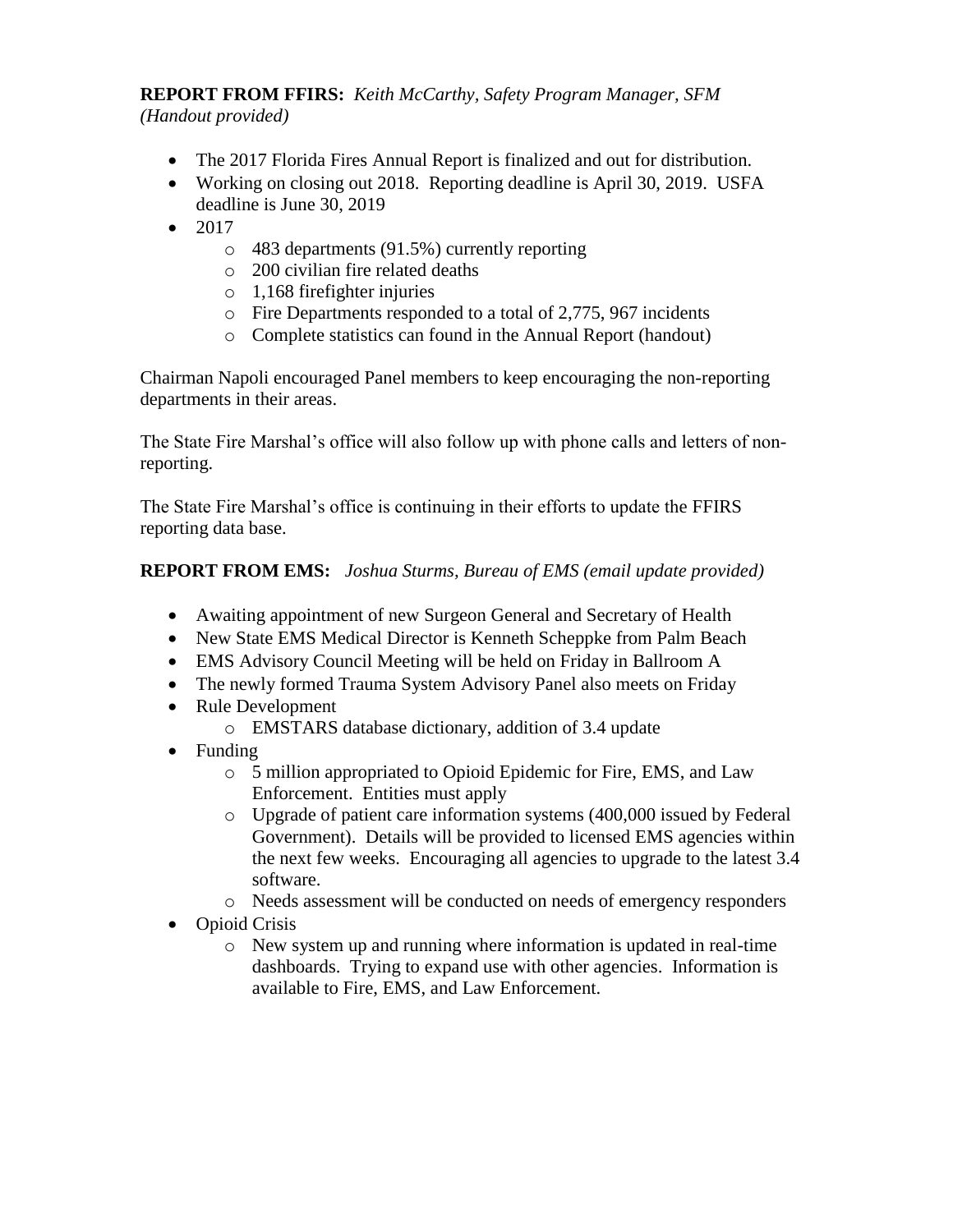**REPORT FROM FFIRS:** *Keith McCarthy, Safety Program Manager, SFM (Handout provided)*

- The 2017 Florida Fires Annual Report is finalized and out for distribution.
- Working on closing out 2018. Reporting deadline is April 30, 2019. USFA deadline is June 30, 2019
- 2017
  - 483 departments (91.5%) currently reporting
  - 200 civilian fire related deaths
  - 1,168 firefighter injuries
  - Fire Departments responded to a total of 2,775, 967 incidents
  - Complete statistics can found in the Annual Report (handout)

Chairman Napoli encouraged Panel members to keep encouraging the non-reporting departments in their areas.

The State Fire Marshal's office will also follow up with phone calls and letters of non-reporting.

The State Fire Marshal's office is continuing in their efforts to update the FFIRS reporting data base.

**REPORT FROM EMS:** *Joshua Sturms, Bureau of EMS (email update provided)*

- Awaiting appointment of new Surgeon General and Secretary of Health
- New State EMS Medical Director is Kenneth Scheppke from Palm Beach
- EMS Advisory Council Meeting will be held on Friday in Ballroom A
- The newly formed Trauma System Advisory Panel also meets on Friday
- Rule Development
  - EMSTARS database dictionary, addition of 3.4 update
- Funding
  - 5 million appropriated to Opioid Epidemic for Fire, EMS, and Law Enforcement. Entities must apply
  - Upgrade of patient care information systems (400,000 issued by Federal Government). Details will be provided to licensed EMS agencies within the next few weeks. Encouraging all agencies to upgrade to the latest 3.4 software.
  - Needs assessment will be conducted on needs of emergency responders
- Opioid Crisis
  - New system up and running where information is updated in real-time dashboards. Trying to expand use with other agencies. Information is available to Fire, EMS, and Law Enforcement.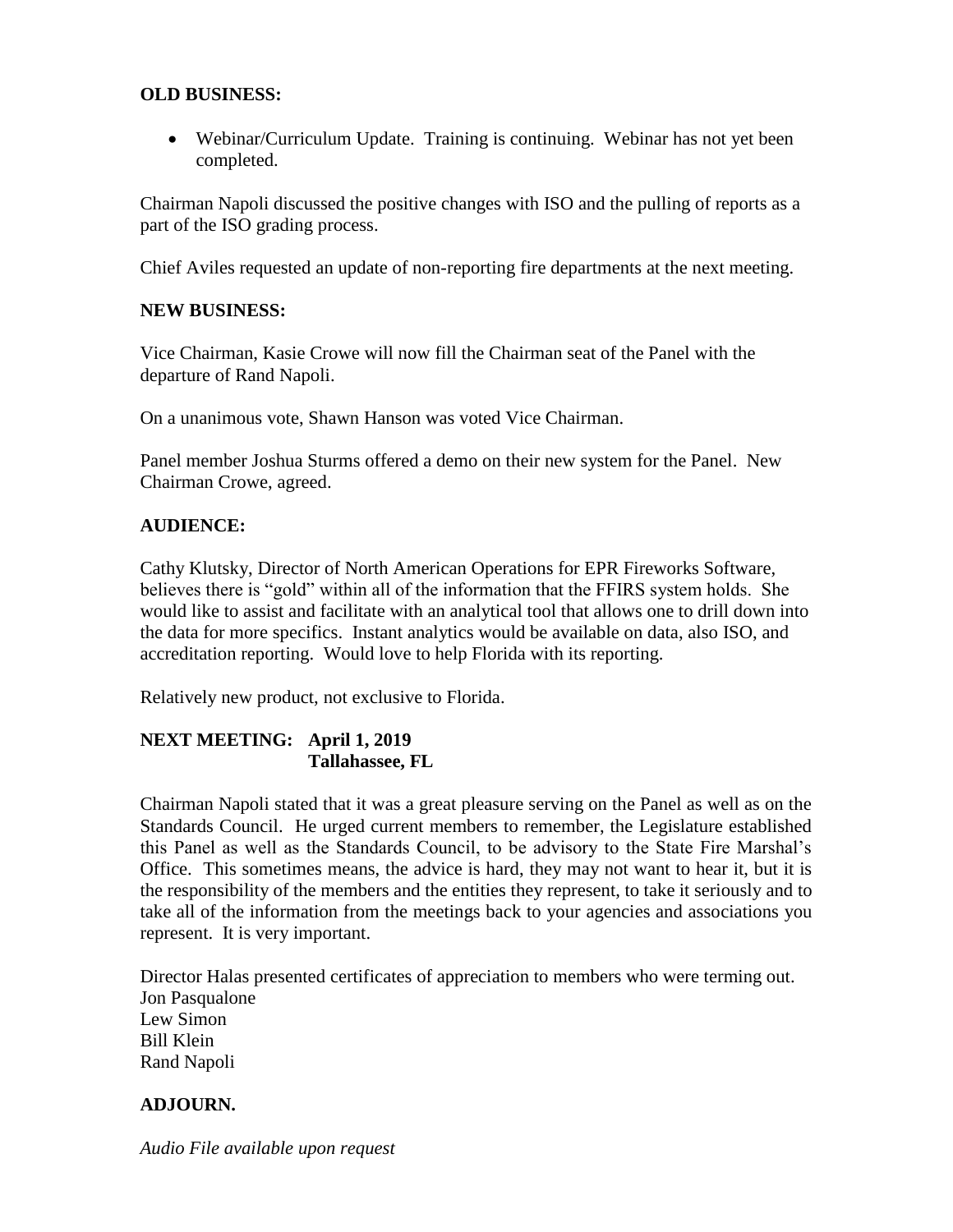**OLD BUSINESS:**

- Webinar/Curriculum Update. Training is continuing. Webinar has not yet been completed.

Chairman Napoli discussed the positive changes with ISO and the pulling of reports as a part of the ISO grading process.

Chief Aviles requested an update of non-reporting fire departments at the next meeting.

**NEW BUSINESS:**

Vice Chairman, Kasie Crowe will now fill the Chairman seat of the Panel with the departure of Rand Napoli.

On a unanimous vote, Shawn Hanson was voted Vice Chairman.

Panel member Joshua Sturms offered a demo on their new system for the Panel. New Chairman Crowe, agreed.

**AUDIENCE:**

Cathy Klutsky, Director of North American Operations for EPR Fireworks Software, believes there is "gold" within all of the information that the FFIRS system holds. She would like to assist and facilitate with an analytical tool that allows one to drill down into the data for more specifics. Instant analytics would be available on data, also ISO, and accreditation reporting. Would love to help Florida with its reporting.

Relatively new product, not exclusive to Florida.

**NEXT MEETING: April 1, 2019**
**Tallahassee, FL**

Chairman Napoli stated that it was a great pleasure serving on the Panel as well as on the Standards Council. He urged current members to remember, the Legislature established this Panel as well as the Standards Council, to be advisory to the State Fire Marshal's Office. This sometimes means, the advice is hard, they may not want to hear it, but it is the responsibility of the members and the entities they represent, to take it seriously and to take all of the information from the meetings back to your agencies and associations you represent. It is very important.

Director Halas presented certificates of appreciation to members who were terming out.
Jon Pasqualone
Lew Simon
Bill Klein
Rand Napoli

**ADJOURN.**

*Audio File available upon request*